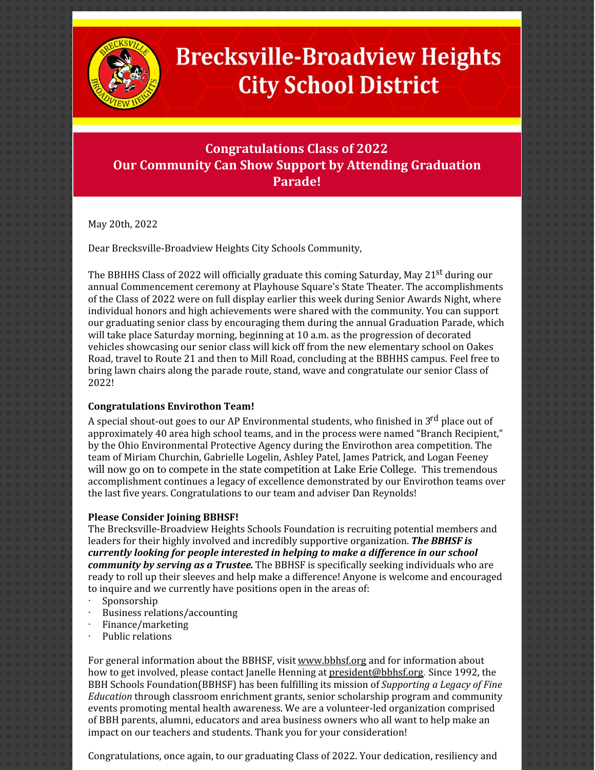# Brecksville-Broadview Heights City School District

## Congratulations Class of 2022
## Our Community Can Show Support by Attending Graduation Parade!

May 20th, 2022

Dear Brecksville-Broadview Heights City Schools Community,

The BBHHS Class of 2022 will officially graduate this coming Saturday, May 21st during our annual Commencement ceremony at Playhouse Square's State Theater. The accomplishments of the Class of 2022 were on full display earlier this week during Senior Awards Night, where individual honors and high achievements were shared with the community. You can support our graduating senior class by encouraging them during the annual Graduation Parade, which will take place Saturday morning, beginning at 10 a.m. as the progression of decorated vehicles showcasing our senior class will kick off from the new elementary school on Oakes Road, travel to Route 21 and then to Mill Road, concluding at the BBHHS campus. Feel free to bring lawn chairs along the parade route, stand, wave and congratulate our senior Class of 2022!

**Congratulations Envirothon Team!**

A special shout-out goes to our AP Environmental students, who finished in 3rd place out of approximately 40 area high school teams, and in the process were named "Branch Recipient," by the Ohio Environmental Protective Agency during the Envirothon area competition. The team of Miriam Churchin, Gabrielle Logelin, Ashley Patel, James Patrick, and Logan Feeney will now go on to compete in the state competition at Lake Erie College. This tremendous accomplishment continues a legacy of excellence demonstrated by our Envirothon teams over the last five years. Congratulations to our team and adviser Dan Reynolds!

**Please Consider Joining BBHSF!**

The Brecksville-Broadview Heights Schools Foundation is recruiting potential members and leaders for their highly involved and incredibly supportive organization. ***The BBHSF is currently looking for people interested in helping to make a difference in our school community by serving as a Trustee.*** The BBHSF is specifically seeking individuals who are ready to roll up their sleeves and help make a difference! Anyone is welcome and encouraged to inquire and we currently have positions open in the areas of:

- Sponsorship
- Business relations/accounting
- Finance/marketing
- Public relations

For general information about the BBHSF, visit www.bbhsf.org and for information about how to get involved, please contact Janelle Henning at president@bbhsf.org. Since 1992, the BBH Schools Foundation(BBHSF) has been fulfilling its mission of *Supporting a Legacy of Fine Education* through classroom enrichment grants, senior scholarship program and community events promoting mental health awareness. We are a volunteer-led organization comprised of BBH parents, alumni, educators and area business owners who all want to help make an impact on our teachers and students. Thank you for your consideration!

Congratulations, once again, to our graduating Class of 2022. Your dedication, resiliency and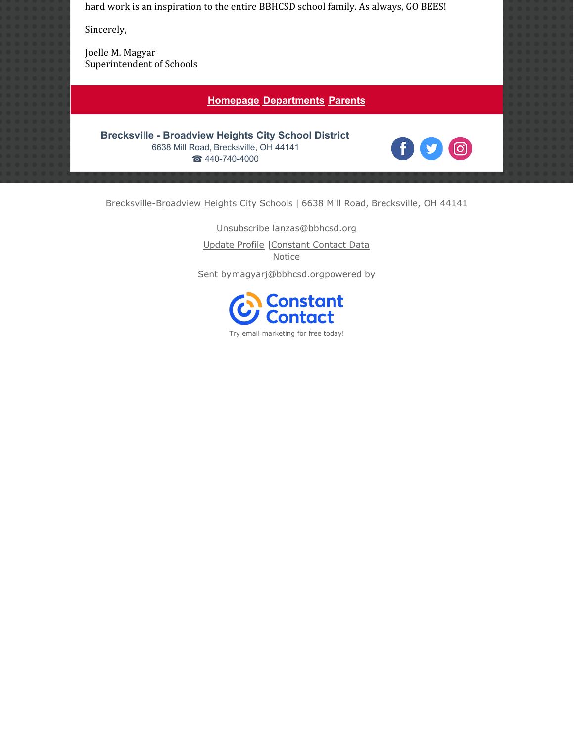hard work is an inspiration to the entire BBHCSD school family. As always, GO BEES!

Sincerely,

Joelle M. Magyar
Superintendent of Schools

**Homepage Departments Parents**

**Brecksville - Broadview Heights City School District**
6638 Mill Road, Brecksville, OH 44141
☎ 440-740-4000

Brecksville-Broadview Heights City Schools | 6638 Mill Road, Brecksville, OH 44141

Unsubscribe lanzas@bbhcsd.org

Update Profile |Constant Contact Data Notice

Sent bymagyarj@bbhcsd.orgpowered by

Constant Contact

Try email marketing for free today!